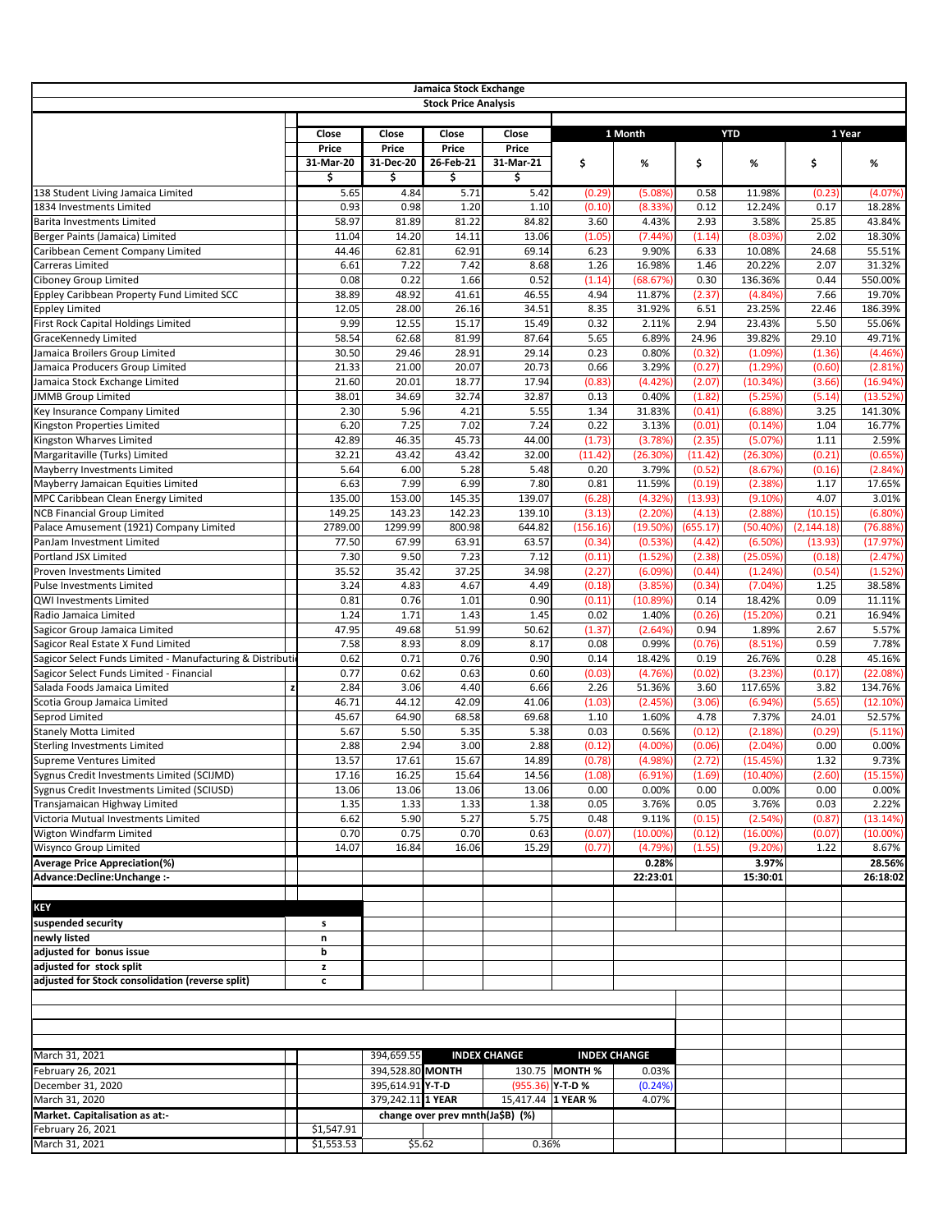# Jamaica Stock Exchange

## Stock Price Analysis

| | | Close Price 31-Mar-20 $ | Close Price 31-Dec-20 $ | Close Price 26-Feb-21 $ | Close Price 31-Mar-21 $ | 1 Month $ | 1 Month % | YTD $ | YTD % | 1 Year $ | 1 Year % |
|---|---|---|---|---|---|---|---|---|---|---|---|
| 138 Student Living Jamaica Limited | | 5.65 | 4.84 | 5.71 | 5.42 | (0.29) | (5.08%) | 0.58 | 11.98% | (0.23) | (4.07%) |
| 1834 Investments Limited | | 0.93 | 0.98 | 1.20 | 1.10 | (0.10) | (8.33%) | 0.12 | 12.24% | 0.17 | 18.28% |
| Barita Investments Limited | | 58.97 | 81.89 | 81.22 | 84.82 | 3.60 | 4.43% | 2.93 | 3.58% | 25.85 | 43.84% |
| Berger Paints (Jamaica) Limited | | 11.04 | 14.20 | 14.11 | 13.06 | (1.05) | (7.44%) | (1.14) | (8.03%) | 2.02 | 18.30% |
| Caribbean Cement Company Limited | | 44.46 | 62.81 | 62.91 | 69.14 | 6.23 | 9.90% | 6.33 | 10.08% | 24.68 | 55.51% |
| Carreras Limited | | 6.61 | 7.22 | 7.42 | 8.68 | 1.26 | 16.98% | 1.46 | 20.22% | 2.07 | 31.32% |
| Ciboney Group Limited | | 0.08 | 0.22 | 1.66 | 0.52 | (1.14) | (68.67%) | 0.30 | 136.36% | 0.44 | 550.00% |
| Eppley Caribbean Property Fund Limited SCC | | 38.89 | 48.92 | 41.61 | 46.55 | 4.94 | 11.87% | (2.37) | (4.84%) | 7.66 | 19.70% |
| Eppley Limited | | 12.05 | 28.00 | 26.16 | 34.51 | 8.35 | 31.92% | 6.51 | 23.25% | 22.46 | 186.39% |
| First Rock Capital Holdings Limited | | 9.99 | 12.55 | 15.17 | 15.49 | 0.32 | 2.11% | 2.94 | 23.43% | 5.50 | 55.06% |
| GraceKennedy Limited | | 58.54 | 62.68 | 81.99 | 87.64 | 5.65 | 6.89% | 24.96 | 39.82% | 29.10 | 49.71% |
| Jamaica Broilers Group Limited | | 30.50 | 29.46 | 28.91 | 29.14 | 0.23 | 0.80% | (0.32) | (1.09%) | (1.36) | (4.46%) |
| Jamaica Producers Group Limited | | 21.33 | 21.00 | 20.07 | 20.73 | 0.66 | 3.29% | (0.27) | (1.29%) | (0.60) | (2.81%) |
| Jamaica Stock Exchange Limited | | 21.60 | 20.01 | 18.77 | 17.94 | (0.83) | (4.42%) | (2.07) | (10.34%) | (3.66) | (16.94%) |
| JMMB Group Limited | | 38.01 | 34.69 | 32.74 | 32.87 | 0.13 | 0.40% | (1.82) | (5.25%) | (5.14) | (13.52%) |
| Key Insurance Company Limited | | 2.30 | 5.96 | 4.21 | 5.55 | 1.34 | 31.83% | (0.41) | (6.88%) | 3.25 | 141.30% |
| Kingston Properties Limited | | 6.20 | 7.25 | 7.02 | 7.24 | 0.22 | 3.13% | (0.01) | (0.14%) | 1.04 | 16.77% |
| Kingston Wharves Limited | | 42.89 | 46.35 | 45.73 | 44.00 | (1.73) | (3.78%) | (2.35) | (5.07%) | 1.11 | 2.59% |
| Margaritaville (Turks) Limited | | 32.21 | 43.42 | 43.42 | 32.00 | (11.42) | (26.30%) | (11.42) | (26.30%) | (0.21) | (0.65%) |
| Mayberry Investments Limited | | 5.64 | 6.00 | 5.28 | 5.48 | 0.20 | 3.79% | (0.52) | (8.67%) | (0.16) | (2.84%) |
| Mayberry Jamaican Equities Limited | | 6.63 | 7.99 | 6.99 | 7.80 | 0.81 | 11.59% | (0.19) | (2.38%) | 1.17 | 17.65% |
| MPC Caribbean Clean Energy Limited | | 135.00 | 153.00 | 145.35 | 139.07 | (6.28) | (4.32%) | (13.93) | (9.10%) | 4.07 | 3.01% |
| NCB Financial Group Limited | | 149.25 | 143.23 | 142.23 | 139.10 | (3.13) | (2.20%) | (4.13) | (2.88%) | (10.15) | (6.80%) |
| Palace Amusement (1921) Company Limited | | 2789.00 | 1299.99 | 800.98 | 644.82 | (156.16) | (19.50%) | (655.17) | (50.40%) | (2,144.18) | (76.88%) |
| PanJam Investment Limited | | 77.50 | 67.99 | 63.91 | 63.57 | (0.34) | (0.53%) | (4.42) | (6.50%) | (13.93) | (17.97%) |
| Portland JSX Limited | | 7.30 | 9.50 | 7.23 | 7.12 | (0.11) | (1.52%) | (2.38) | (25.05%) | (0.18) | (2.47%) |
| Proven Investments Limited | | 35.52 | 35.42 | 37.25 | 34.98 | (2.27) | (6.09%) | (0.44) | (1.24%) | (0.54) | (1.52%) |
| Pulse Investments Limited | | 3.24 | 4.83 | 4.67 | 4.49 | (0.18) | (3.85%) | (0.34) | (7.04%) | 1.25 | 38.58% |
| QWI Investments Limited | | 0.81 | 0.76 | 1.01 | 0.90 | (0.11) | (10.89%) | 0.14 | 18.42% | 0.09 | 11.11% |
| Radio Jamaica Limited | | 1.24 | 1.71 | 1.43 | 1.45 | 0.02 | 1.40% | (0.26) | (15.20%) | 0.21 | 16.94% |
| Sagicor Group Jamaica Limited | | 47.95 | 49.68 | 51.99 | 50.62 | (1.37) | (2.64%) | 0.94 | 1.89% | 2.67 | 5.57% |
| Sagicor Real Estate X Fund Limited | | 7.58 | 8.93 | 8.09 | 8.17 | 0.08 | 0.99% | (0.76) | (8.51%) | 0.59 | 7.78% |
| Sagicor Select Funds Limited - Manufacturing & Distributi | | 0.62 | 0.71 | 0.76 | 0.90 | 0.14 | 18.42% | 0.19 | 26.76% | 0.28 | 45.16% |
| Sagicor Select Funds Limited - Financial | | 0.77 | 0.62 | 0.63 | 0.60 | (0.03) | (4.76%) | (0.02) | (3.23%) | (0.17) | (22.08%) |
| Salada Foods Jamaica Limited | z | 2.84 | 3.06 | 4.40 | 6.66 | 2.26 | 51.36% | 3.60 | 117.65% | 3.82 | 134.76% |
| Scotia Group Jamaica Limited | | 46.71 | 44.12 | 42.09 | 41.06 | (1.03) | (2.45%) | (3.06) | (6.94%) | (5.65) | (12.10%) |
| Seprod Limited | | 45.67 | 64.90 | 68.58 | 69.68 | 1.10 | 1.60% | 4.78 | 7.37% | 24.01 | 52.57% |
| Stanely Motta Limited | | 5.67 | 5.50 | 5.35 | 5.38 | 0.03 | 0.56% | (0.12) | (2.18%) | (0.29) | (5.11%) |
| Sterling Investments Limited | | 2.88 | 2.94 | 3.00 | 2.88 | (0.12) | (4.00%) | (0.06) | (2.04%) | 0.00 | 0.00% |
| Supreme Ventures Limited | | 13.57 | 17.61 | 15.67 | 14.89 | (0.78) | (4.98%) | (2.72) | (15.45%) | 1.32 | 9.73% |
| Sygnus Credit Investments Limited (SCIJMD) | | 17.16 | 16.25 | 15.64 | 14.56 | (1.08) | (6.91%) | (1.69) | (10.40%) | (2.60) | (15.15%) |
| Sygnus Credit Investments Limited (SCIUSD) | | 13.06 | 13.06 | 13.06 | 13.06 | 0.00 | 0.00% | 0.00 | 0.00% | 0.00 | 0.00% |
| Transjamaican Highway Limited | | 1.35 | 1.33 | 1.33 | 1.38 | 0.05 | 3.76% | 0.05 | 3.76% | 0.03 | 2.22% |
| Victoria Mutual Investments Limited | | 6.62 | 5.90 | 5.27 | 5.75 | 0.48 | 9.11% | (0.15) | (2.54%) | (0.87) | (13.14%) |
| Wigton Windfarm Limited | | 0.70 | 0.75 | 0.70 | 0.63 | (0.07) | (10.00%) | (0.12) | (16.00%) | (0.07) | (10.00%) |
| Wisynco Group Limited | | 14.07 | 16.84 | 16.06 | 15.29 | (0.77) | (4.79%) | (1.55) | (9.20%) | 1.22 | 8.67% |
| **Average Price Appreciation(%)** | | | | | | | **0.28%** | | **3.97%** | | **28.56%** |
| **Advance:Decline:Unchange :-** | | | | | | | **22:23:01** | | **15:30:01** | | **26:18:02** |

| **KEY** | |
|---|---|
| **suspended security** | **s** |
| **newly listed** | **n** |
| **adjusted for bonus issue** | **b** |
| **adjusted for stock split** | **z** |
| **adjusted for Stock consolidation (reverse split)** | **c** |

| | | | **INDEX CHANGE** | | **INDEX CHANGE** | |
|---|---|---|---|---|---|---|
| March 31, 2021 | | 394,659.55 | | | | |
| February 26, 2021 | | 394,528.80 | **MONTH** | 130.75 | **MONTH %** | 0.03% |
| December 31, 2020 | | 395,614.91 | **Y-T-D** | (955.36) | **Y-T-D %** | (0.24%) |
| March 31, 2020 | | 379,242.11 | **1 YEAR** | 15,417.44 | **1 YEAR %** | 4.07% |

| **Market. Capitalisation as at:-** | | **change over prev mnth(Ja$B) (%)** | |
|---|---|---|---|
| February 26, 2021 | $1,547.91 | | |
| March 31, 2021 | $1,553.53 | $5.62 | 0.36% |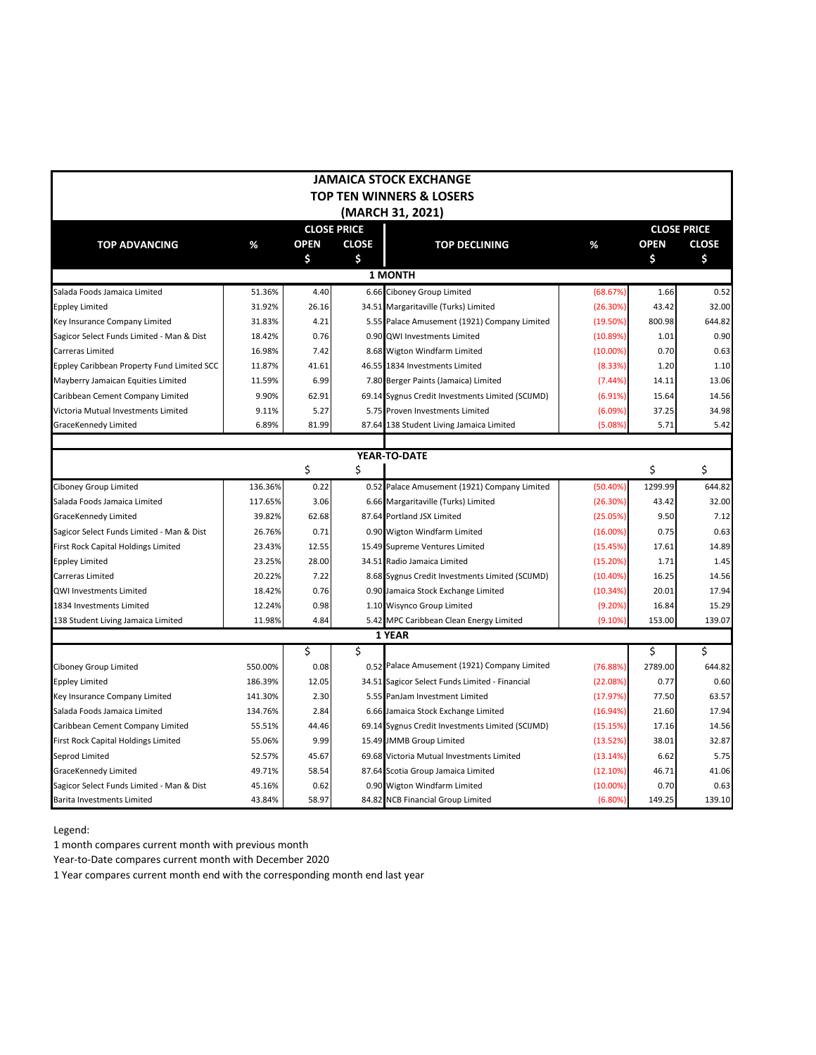# JAMAICA STOCK EXCHANGE
## TOP TEN WINNERS & LOSERS
### (MARCH 31, 2021)

| TOP ADVANCING | % | CLOSE PRICE OPEN $ | CLOSE $ | TOP DECLINING | % | CLOSE PRICE OPEN $ | CLOSE $ |
|---|---|---|---|---|---|---|---|
| **1 MONTH** | | | | | | | |
| Salada Foods Jamaica Limited | 51.36% | 4.40 | 6.66 | Ciboney Group Limited | (68.67%) | 1.66 | 0.52 |
| Eppley Limited | 31.92% | 26.16 | 34.51 | Margaritaville (Turks) Limited | (26.30%) | 43.42 | 32.00 |
| Key Insurance Company Limited | 31.83% | 4.21 | 5.55 | Palace Amusement (1921) Company Limited | (19.50%) | 800.98 | 644.82 |
| Sagicor Select Funds Limited - Man & Dist | 18.42% | 0.76 | 0.90 | QWI Investments Limited | (10.89%) | 1.01 | 0.90 |
| Carreras Limited | 16.98% | 7.42 | 8.68 | Wigton Windfarm Limited | (10.00%) | 0.70 | 0.63 |
| Eppley Caribbean Property Fund Limited SCC | 11.87% | 41.61 | 46.55 | 1834 Investments Limited | (8.33%) | 1.20 | 1.10 |
| Mayberry Jamaican Equities Limited | 11.59% | 6.99 | 7.80 | Berger Paints (Jamaica) Limited | (7.44%) | 14.11 | 13.06 |
| Caribbean Cement Company Limited | 9.90% | 62.91 | 69.14 | Sygnus Credit Investments Limited (SCIJMD) | (6.91%) | 15.64 | 14.56 |
| Victoria Mutual Investments Limited | 9.11% | 5.27 | 5.75 | Proven Investments Limited | (6.09%) | 37.25 | 34.98 |
| GraceKennedy Limited | 6.89% | 81.99 | 87.64 | 138 Student Living Jamaica Limited | (5.08%) | 5.71 | 5.42 |
| **YEAR-TO-DATE** | | | | | | | |
| | | $ | $ | | | $ | $ |
| Ciboney Group Limited | 136.36% | 0.22 | 0.52 | Palace Amusement (1921) Company Limited | (50.40%) | 1299.99 | 644.82 |
| Salada Foods Jamaica Limited | 117.65% | 3.06 | 6.66 | Margaritaville (Turks) Limited | (26.30%) | 43.42 | 32.00 |
| GraceKennedy Limited | 39.82% | 62.68 | 87.64 | Portland JSX Limited | (25.05%) | 9.50 | 7.12 |
| Sagicor Select Funds Limited - Man & Dist | 26.76% | 0.71 | 0.90 | Wigton Windfarm Limited | (16.00%) | 0.75 | 0.63 |
| First Rock Capital Holdings Limited | 23.43% | 12.55 | 15.49 | Supreme Ventures Limited | (15.45%) | 17.61 | 14.89 |
| Eppley Limited | 23.25% | 28.00 | 34.51 | Radio Jamaica Limited | (15.20%) | 1.71 | 1.45 |
| Carreras Limited | 20.22% | 7.22 | 8.68 | Sygnus Credit Investments Limited (SCIJMD) | (10.40%) | 16.25 | 14.56 |
| QWI Investments Limited | 18.42% | 0.76 | 0.90 | Jamaica Stock Exchange Limited | (10.34%) | 20.01 | 17.94 |
| 1834 Investments Limited | 12.24% | 0.98 | 1.10 | Wisynco Group Limited | (9.20%) | 16.84 | 15.29 |
| 138 Student Living Jamaica Limited | 11.98% | 4.84 | 5.42 | MPC Caribbean Clean Energy Limited | (9.10%) | 153.00 | 139.07 |
| **1 YEAR** | | | | | | | |
| | | $ | $ | | | $ | $ |
| Ciboney Group Limited | 550.00% | 0.08 | 0.52 | Palace Amusement (1921) Company Limited | (76.88%) | 2789.00 | 644.82 |
| Eppley Limited | 186.39% | 12.05 | 34.51 | Sagicor Select Funds Limited - Financial | (22.08%) | 0.77 | 0.60 |
| Key Insurance Company Limited | 141.30% | 2.30 | 5.55 | PanJam Investment Limited | (17.97%) | 77.50 | 63.57 |
| Salada Foods Jamaica Limited | 134.76% | 2.84 | 6.66 | Jamaica Stock Exchange Limited | (16.94%) | 21.60 | 17.94 |
| Caribbean Cement Company Limited | 55.51% | 44.46 | 69.14 | Sygnus Credit Investments Limited (SCIJMD) | (15.15%) | 17.16 | 14.56 |
| First Rock Capital Holdings Limited | 55.06% | 9.99 | 15.49 | JMMB Group Limited | (13.52%) | 38.01 | 32.87 |
| Seprod Limited | 52.57% | 45.67 | 69.68 | Victoria Mutual Investments Limited | (13.14%) | 6.62 | 5.75 |
| GraceKennedy Limited | 49.71% | 58.54 | 87.64 | Scotia Group Jamaica Limited | (12.10%) | 46.71 | 41.06 |
| Sagicor Select Funds Limited - Man & Dist | 45.16% | 0.62 | 0.90 | Wigton Windfarm Limited | (10.00%) | 0.70 | 0.63 |
| Barita Investments Limited | 43.84% | 58.97 | 84.82 | NCB Financial Group Limited | (6.80%) | 149.25 | 139.10 |

Legend:

1 month compares current month with previous month

Year-to-Date compares current month with December 2020

1 Year compares current month end with the corresponding month end last year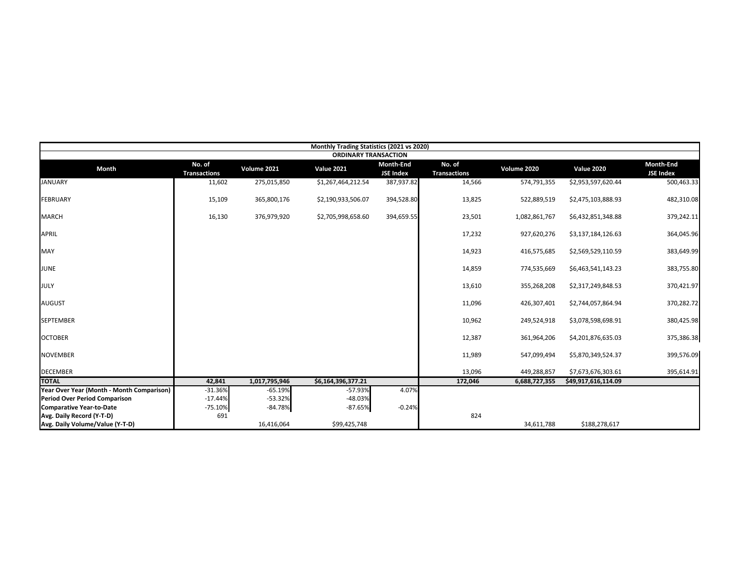| Monthly Trading Statistics (2021 vs 2020) | | | | | | | | |
|---|---|---|---|---|---|---|---|---|
| ORDINARY TRANSACTION | | | | | | | | |
| Month | No. of Transactions | Volume 2021 | Value 2021 | Month-End JSE Index | No. of Transactions | Volume 2020 | Value 2020 | Month-End JSE Index |
| JANUARY | 11,602 | 275,015,850 | $1,267,464,212.54 | 387,937.82 | 14,566 | 574,791,355 | $2,953,597,620.44 | 500,463.33 |
| FEBRUARY | 15,109 | 365,800,176 | $2,190,933,506.07 | 394,528.80 | 13,825 | 522,889,519 | $2,475,103,888.93 | 482,310.08 |
| MARCH | 16,130 | 376,979,920 | $2,705,998,658.60 | 394,659.55 | 23,501 | 1,082,861,767 | $6,432,851,348.88 | 379,242.11 |
| APRIL | | | | | 17,232 | 927,620,276 | $3,137,184,126.63 | 364,045.96 |
| MAY | | | | | 14,923 | 416,575,685 | $2,569,529,110.59 | 383,649.99 |
| JUNE | | | | | 14,859 | 774,535,669 | $6,463,541,143.23 | 383,755.80 |
| JULY | | | | | 13,610 | 355,268,208 | $2,317,249,848.53 | 370,421.97 |
| AUGUST | | | | | 11,096 | 426,307,401 | $2,744,057,864.94 | 370,282.72 |
| SEPTEMBER | | | | | 10,962 | 249,524,918 | $3,078,598,698.91 | 380,425.98 |
| OCTOBER | | | | | 12,387 | 361,964,206 | $4,201,876,635.03 | 375,386.38 |
| NOVEMBER | | | | | 11,989 | 547,099,494 | $5,870,349,524.37 | 399,576.09 |
| DECEMBER | | | | | 13,096 | 449,288,857 | $7,673,676,303.61 | 395,614.91 |
| **TOTAL** | **42,841** | **1,017,795,946** | **$6,164,396,377.21** | | **172,046** | **6,688,727,355** | **$49,917,616,114.09** | |
| **Year Over Year (Month - Month Comparison)** | -31.36% | -65.19% | -57.93% | 4.07% | | | | |
| **Period Over Period Comparison** | -17.44% | -53.32% | -48.03% | | | | | |
| **Comparative Year-to-Date** | -75.10% | -84.78% | -87.65% | -0.24% | | | | |
| **Avg. Daily Record (Y-T-D)** | 691 | | | | 824 | | | |
| **Avg. Daily Volume/Value (Y-T-D)** | | 16,416,064 | $99,425,748 | | | 34,611,788 | $188,278,617 | |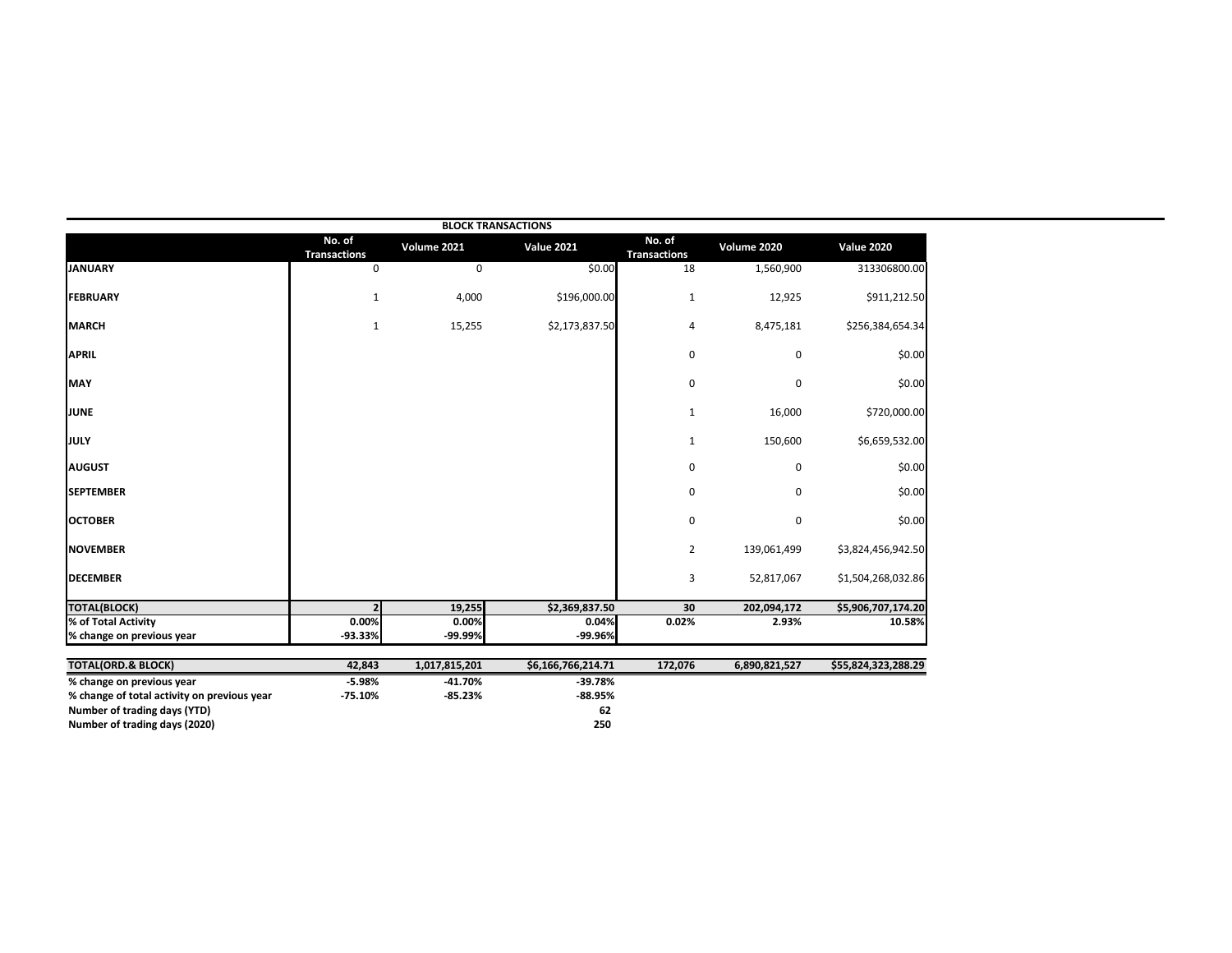**BLOCK TRANSACTIONS**

| | No. of Transactions | Volume 2021 | Value 2021 | No. of Transactions | Volume 2020 | Value 2020 |
|---|---|---|---|---|---|---|
| **JANUARY** | 0 | 0 | $0.00 | 18 | 1,560,900 | 313306800.00 |
| **FEBRUARY** | 1 | 4,000 | $196,000.00 | 1 | 12,925 | $911,212.50 |
| **MARCH** | 1 | 15,255 | $2,173,837.50 | 4 | 8,475,181 | $256,384,654.34 |
| **APRIL** | | | | 0 | 0 | $0.00 |
| **MAY** | | | | 0 | 0 | $0.00 |
| **JUNE** | | | | 1 | 16,000 | $720,000.00 |
| **JULY** | | | | 1 | 150,600 | $6,659,532.00 |
| **AUGUST** | | | | 0 | 0 | $0.00 |
| **SEPTEMBER** | | | | 0 | 0 | $0.00 |
| **OCTOBER** | | | | 0 | 0 | $0.00 |
| **NOVEMBER** | | | | 2 | 139,061,499 | $3,824,456,942.50 |
| **DECEMBER** | | | | 3 | 52,817,067 | $1,504,268,032.86 |
| **TOTAL(BLOCK)** | **2** | **19,255** | **$2,369,837.50** | **30** | **202,094,172** | **$5,906,707,174.20** |
| **% of Total Activity** | **0.00%** | **0.00%** | **0.04%** | **0.02%** | **2.93%** | **10.58%** |
| **% change on previous year** | **-93.33%** | **-99.99%** | **-99.96%** | | | |
| | | | | | | |
| **TOTAL(ORD.& BLOCK)** | **42,843** | **1,017,815,201** | **$6,166,766,214.71** | **172,076** | **6,890,821,527** | **$55,824,323,288.29** |
| **% change on previous year** | **-5.98%** | **-41.70%** | **-39.78%** | | | |
| **% change of total activity on previous year** | **-75.10%** | **-85.23%** | **-88.95%** | | | |
| **Number of trading days (YTD)** | | | **62** | | | |
| **Number of trading days (2020)** | | | **250** | | | |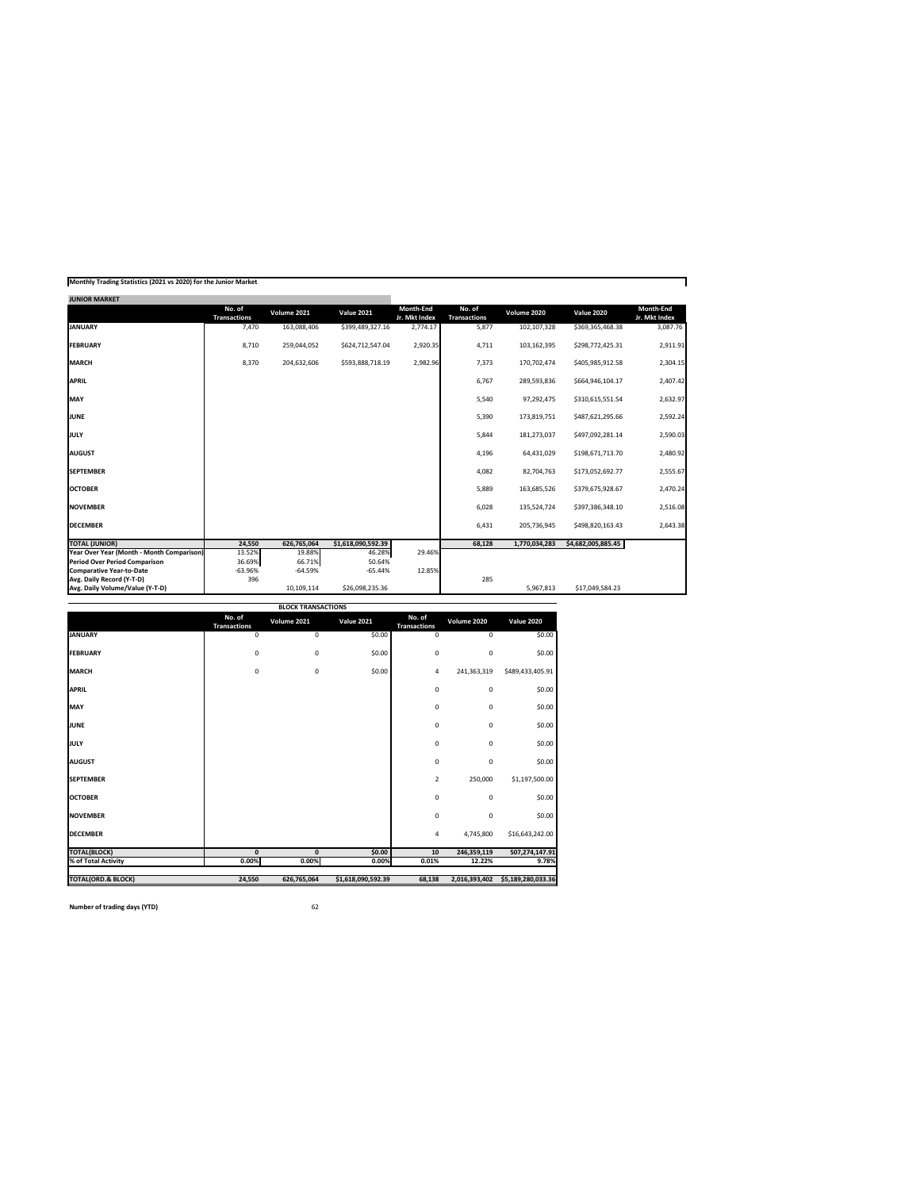**Monthly Trading Statistics (2021 vs 2020) for the Junior Market**

| JUNIOR MARKET | No. of Transactions | Volume 2021 | Value 2021 | Month-End Jr. Mkt Index | No. of Transactions | Volume 2020 | Value 2020 | Month-End Jr. Mkt Index |
|---|---|---|---|---|---|---|---|---|
| **JANUARY** | 7,470 | 163,088,406 | $399,489,327.16 | 2,774.17 | 5,877 | 102,107,328 | $369,365,468.38 | 3,087.76 |
| **FEBRUARY** | 8,710 | 259,044,052 | $624,712,547.04 | 2,920.35 | 4,711 | 103,162,395 | $298,772,425.31 | 2,911.91 |
| **MARCH** | 8,370 | 204,632,606 | $593,888,718.19 | 2,982.96 | 7,373 | 170,702,474 | $405,985,912.58 | 2,304.15 |
| **APRIL** | | | | | 6,767 | 289,593,836 | $664,946,104.17 | 2,407.42 |
| **MAY** | | | | | 5,540 | 97,292,475 | $310,615,551.54 | 2,632.97 |
| **JUNE** | | | | | 5,390 | 173,819,751 | $487,621,295.66 | 2,592.24 |
| **JULY** | | | | | 5,844 | 181,273,037 | $497,092,281.14 | 2,590.03 |
| **AUGUST** | | | | | 4,196 | 64,431,029 | $198,671,713.70 | 2,480.92 |
| **SEPTEMBER** | | | | | 4,082 | 82,704,763 | $173,052,692.77 | 2,555.67 |
| **OCTOBER** | | | | | 5,889 | 163,685,526 | $379,675,928.67 | 2,470.24 |
| **NOVEMBER** | | | | | 6,028 | 135,524,724 | $397,386,348.10 | 2,516.08 |
| **DECEMBER** | | | | | 6,431 | 205,736,945 | $498,820,163.43 | 2,643.38 |
| **TOTAL (JUNIOR)** | **24,550** | **626,765,064** | **$1,618,090,592.39** | | **68,128** | **1,770,034,283** | **$4,682,005,885.45** | |
| **Year Over Year (Month - Month Comparison)** | 13.52% | 19.88% | 46.28% | 29.46% | | | | |
| **Period Over Period Comparison** | 36.69% | 66.71% | 50.64% | | | | | |
| **Comparative Year-to-Date** | -63.96% | -64.59% | -65.44% | 12.85% | | | | |
| **Avg. Daily Record (Y-T-D)** | 396 | | | | 285 | | | |
| **Avg. Daily Volume/Value (Y-T-D)** | | 10,109,114 | $26,098,235.36 | | | 5,967,813 | $17,049,584.23 | |

**BLOCK TRANSACTIONS**

| | No. of Transactions | Volume 2021 | Value 2021 | No. of Transactions | Volume 2020 | Value 2020 |
|---|---|---|---|---|---|---|
| **JANUARY** | 0 | 0 | $0.00 | 0 | 0 | $0.00 |
| **FEBRUARY** | 0 | 0 | $0.00 | 0 | 0 | $0.00 |
| **MARCH** | 0 | 0 | $0.00 | 4 | 241,363,319 | $489,433,405.91 |
| **APRIL** | | | | 0 | 0 | $0.00 |
| **MAY** | | | | 0 | 0 | $0.00 |
| **JUNE** | | | | 0 | 0 | $0.00 |
| **JULY** | | | | 0 | 0 | $0.00 |
| **AUGUST** | | | | 0 | 0 | $0.00 |
| **SEPTEMBER** | | | | 2 | 250,000 | $1,197,500.00 |
| **OCTOBER** | | | | 0 | 0 | $0.00 |
| **NOVEMBER** | | | | 0 | 0 | $0.00 |
| **DECEMBER** | | | | 4 | 4,745,800 | $16,643,242.00 |
| **TOTAL(BLOCK)** | **0** | **0** | **$0.00** | **10** | **246,359,119** | **507,274,147.91** |
| **% of Total Activity** | **0.00%** | **0.00%** | **0.00%** | **0.01%** | **12.22%** | **9.78%** |
| **TOTAL(ORD.& BLOCK)** | **24,550** | **626,765,064** | **$1,618,090,592.39** | **68,138** | **2,016,393,402** | **$5,189,280,033.36** |

**Number of trading days (YTD)** 62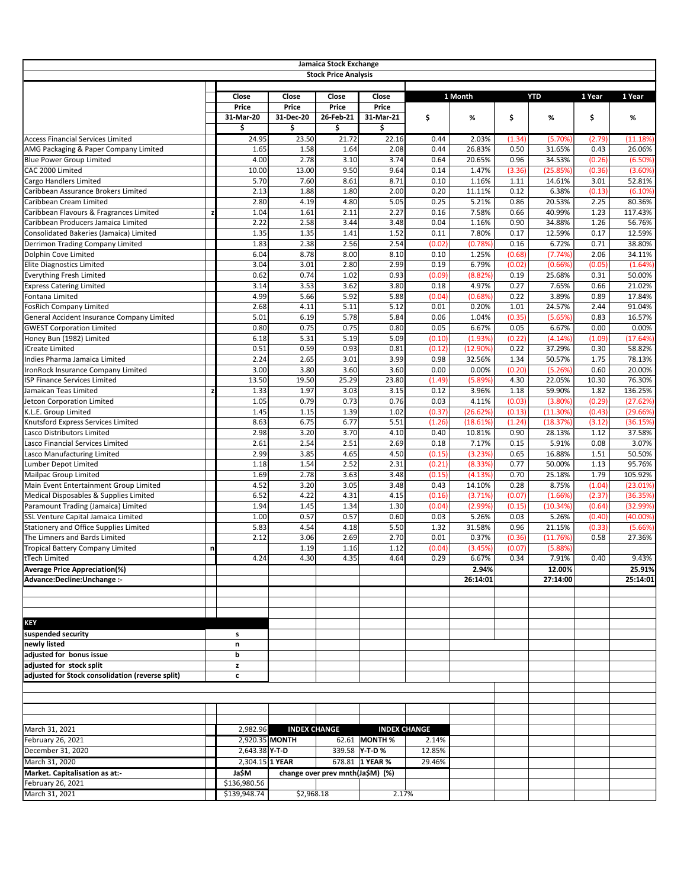# Jamaica Stock Exchange

## Stock Price Analysis

| | | Close Price 31-Mar-20 $ | Close Price 31-Dec-20 $ | Close Price 26-Feb-21 $ | Close Price 31-Mar-21 $ | 1 Month $ | 1 Month % | YTD $ | YTD % | 1 Year $ | 1 Year % |
|---|---|---|---|---|---|---|---|---|---|---|---|
| Access Financial Services Limited | | 24.95 | 23.50 | 21.72 | 22.16 | 0.44 | 2.03% | (1.34) | (5.70%) | (2.79) | (11.18%) |
| AMG Packaging & Paper Company Limited | | 1.65 | 1.58 | 1.64 | 2.08 | 0.44 | 26.83% | 0.50 | 31.65% | 0.43 | 26.06% |
| Blue Power Group Limited | | 4.00 | 2.78 | 3.10 | 3.74 | 0.64 | 20.65% | 0.96 | 34.53% | (0.26) | (6.50%) |
| CAC 2000 Limited | | 10.00 | 13.00 | 9.50 | 9.64 | 0.14 | 1.47% | (3.36) | (25.85%) | (0.36) | (3.60%) |
| Cargo Handlers Limited | | 5.70 | 7.60 | 8.61 | 8.71 | 0.10 | 1.16% | 1.11 | 14.61% | 3.01 | 52.81% |
| Caribbean Assurance Brokers Limited | | 2.13 | 1.88 | 1.80 | 2.00 | 0.20 | 11.11% | 0.12 | 6.38% | (0.13) | (6.10%) |
| Caribbean Cream Limited | | 2.80 | 4.19 | 4.80 | 5.05 | 0.25 | 5.21% | 0.86 | 20.53% | 2.25 | 80.36% |
| Caribbean Flavours & Fragrances Limited | z | 1.04 | 1.61 | 2.11 | 2.27 | 0.16 | 7.58% | 0.66 | 40.99% | 1.23 | 117.43% |
| Caribbean Producers Jamaica Limited | | 2.22 | 2.58 | 3.44 | 3.48 | 0.04 | 1.16% | 0.90 | 34.88% | 1.26 | 56.76% |
| Consolidated Bakeries (Jamaica) Limited | | 1.35 | 1.35 | 1.41 | 1.52 | 0.11 | 7.80% | 0.17 | 12.59% | 0.17 | 12.59% |
| Derrimon Trading Company Limited | | 1.83 | 2.38 | 2.56 | 2.54 | (0.02) | (0.78%) | 0.16 | 6.72% | 0.71 | 38.80% |
| Dolphin Cove Limited | | 6.04 | 8.78 | 8.00 | 8.10 | 0.10 | 1.25% | (0.68) | (7.74%) | 2.06 | 34.11% |
| Elite Diagnostics Limited | | 3.04 | 3.01 | 2.80 | 2.99 | 0.19 | 6.79% | (0.02) | (0.66%) | (0.05) | (1.64%) |
| Everything Fresh Limited | | 0.62 | 0.74 | 1.02 | 0.93 | (0.09) | (8.82%) | 0.19 | 25.68% | 0.31 | 50.00% |
| Express Catering Limited | | 3.14 | 3.53 | 3.62 | 3.80 | 0.18 | 4.97% | 0.27 | 7.65% | 0.66 | 21.02% |
| Fontana Limited | | 4.99 | 5.66 | 5.92 | 5.88 | (0.04) | (0.68%) | 0.22 | 3.89% | 0.89 | 17.84% |
| FosRich Company Limited | | 2.68 | 4.11 | 5.11 | 5.12 | 0.01 | 0.20% | 1.01 | 24.57% | 2.44 | 91.04% |
| General Accident Insurance Company Limited | | 5.01 | 6.19 | 5.78 | 5.84 | 0.06 | 1.04% | (0.35) | (5.65%) | 0.83 | 16.57% |
| GWEST Corporation Limited | | 0.80 | 0.75 | 0.75 | 0.80 | 0.05 | 6.67% | 0.05 | 6.67% | 0.00 | 0.00% |
| Honey Bun (1982) Limited | | 6.18 | 5.31 | 5.19 | 5.09 | (0.10) | (1.93%) | (0.22) | (4.14%) | (1.09) | (17.64%) |
| iCreate Limited | | 0.51 | 0.59 | 0.93 | 0.81 | (0.12) | (12.90%) | 0.22 | 37.29% | 0.30 | 58.82% |
| Indies Pharma Jamaica Limited | | 2.24 | 2.65 | 3.01 | 3.99 | 0.98 | 32.56% | 1.34 | 50.57% | 1.75 | 78.13% |
| IronRock Insurance Company Limited | | 3.00 | 3.80 | 3.60 | 3.60 | 0.00 | 0.00% | (0.20) | (5.26%) | 0.60 | 20.00% |
| ISP Finance Services Limited | | 13.50 | 19.50 | 25.29 | 23.80 | (1.49) | (5.89%) | 4.30 | 22.05% | 10.30 | 76.30% |
| Jamaican Teas Limited | z | 1.33 | 1.97 | 3.03 | 3.15 | 0.12 | 3.96% | 1.18 | 59.90% | 1.82 | 136.25% |
| Jetcon Corporation Limited | | 1.05 | 0.79 | 0.73 | 0.76 | 0.03 | 4.11% | (0.03) | (3.80%) | (0.29) | (27.62%) |
| K.L.E. Group Limited | | 1.45 | 1.15 | 1.39 | 1.02 | (0.37) | (26.62%) | (0.13) | (11.30%) | (0.43) | (29.66%) |
| Knutsford Express Services Limited | | 8.63 | 6.75 | 6.77 | 5.51 | (1.26) | (18.61%) | (1.24) | (18.37%) | (3.12) | (36.15%) |
| Lasco Distributors Limited | | 2.98 | 3.20 | 3.70 | 4.10 | 0.40 | 10.81% | 0.90 | 28.13% | 1.12 | 37.58% |
| Lasco Financial Services Limited | | 2.61 | 2.54 | 2.51 | 2.69 | 0.18 | 7.17% | 0.15 | 5.91% | 0.08 | 3.07% |
| Lasco Manufacturing Limited | | 2.99 | 3.85 | 4.65 | 4.50 | (0.15) | (3.23%) | 0.65 | 16.88% | 1.51 | 50.50% |
| Lumber Depot Limited | | 1.18 | 1.54 | 2.52 | 2.31 | (0.21) | (8.33%) | 0.77 | 50.00% | 1.13 | 95.76% |
| Mailpac Group Limited | | 1.69 | 2.78 | 3.63 | 3.48 | (0.15) | (4.13%) | 0.70 | 25.18% | 1.79 | 105.92% |
| Main Event Entertainment Group Limited | | 4.52 | 3.20 | 3.05 | 3.48 | 0.43 | 14.10% | 0.28 | 8.75% | (1.04) | (23.01%) |
| Medical Disposables & Supplies Limited | | 6.52 | 4.22 | 4.31 | 4.15 | (0.16) | (3.71%) | (0.07) | (1.66%) | (2.37) | (36.35%) |
| Paramount Trading (Jamaica) Limited | | 1.94 | 1.45 | 1.34 | 1.30 | (0.04) | (2.99%) | (0.15) | (10.34%) | (0.64) | (32.99%) |
| SSL Venture Capital Jamaica Limited | | 1.00 | 0.57 | 0.57 | 0.60 | 0.03 | 5.26% | 0.03 | 5.26% | (0.40) | (40.00%) |
| Stationery and Office Supplies Limited | | 5.83 | 4.54 | 4.18 | 5.50 | 1.32 | 31.58% | 0.96 | 21.15% | (0.33) | (5.66%) |
| The Limners and Bards Limited | | 2.12 | 3.06 | 2.69 | 2.70 | 0.01 | 0.37% | (0.36) | (11.76%) | 0.58 | 27.36% |
| Tropical Battery Company Limited | n | | 1.19 | 1.16 | 1.12 | (0.04) | (3.45%) | (0.07) | (5.88%) | | |
| tTech Limited | | 4.24 | 4.30 | 4.35 | 4.64 | 0.29 | 6.67% | 0.34 | 7.91% | 0.40 | 9.43% |
| **Average Price Appreciation(%)** | | | | | | | **2.94%** | | **12.00%** | | **25.91%** |
| **Advance:Decline:Unchange :-** | | | | | | | **26:14:01** | | **27:14:00** | | **25:14:01** |

| KEY | |
|---|---|
| suspended security | s |
| newly listed | n |
| adjusted for bonus issue | b |
| adjusted for stock split | z |
| adjusted for Stock consolidation (reverse split) | c |

| | | INDEX CHANGE | | INDEX CHANGE | |
|---|---|---|---|---|---|
| March 31, 2021 | 2,982.96 | | | | |
| February 26, 2021 | 2,920.35 | MONTH | 62.61 | MONTH % | 2.14% |
| December 31, 2020 | 2,643.38 | Y-T-D | 339.58 | Y-T-D % | 12.85% |
| March 31, 2020 | 2,304.15 | 1 YEAR | 678.81 | 1 YEAR % | 29.46% |
| **Market. Capitalisation as at:-** | Ja$M | change over prev mnth(Ja$M) (%) | | | |
| February 26, 2021 | $136,980.56 | | | | |
| March 31, 2021 | $139,948.74 | $2,968.18 | 2.17% | | |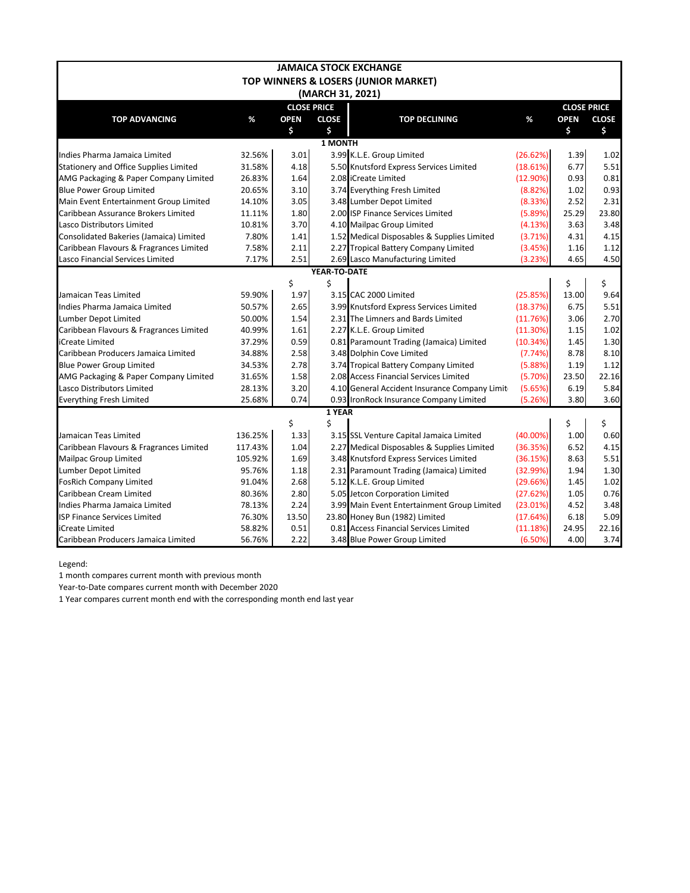## JAMAICA STOCK EXCHANGE
## TOP WINNERS & LOSERS (JUNIOR MARKET)
## (MARCH 31, 2021)

| TOP ADVANCING | % | CLOSE PRICE OPEN $ | CLOSE $ | TOP DECLINING | % | CLOSE PRICE OPEN $ | CLOSE $ |
|---|---|---|---|---|---|---|---|
| **1 MONTH** | | | | | | | |
| Indies Pharma Jamaica Limited | 32.56% | 3.01 | 3.99 | K.L.E. Group Limited | (26.62%) | 1.39 | 1.02 |
| Stationery and Office Supplies Limited | 31.58% | 4.18 | 5.50 | Knutsford Express Services Limited | (18.61%) | 6.77 | 5.51 |
| AMG Packaging & Paper Company Limited | 26.83% | 1.64 | 2.08 | iCreate Limited | (12.90%) | 0.93 | 0.81 |
| Blue Power Group Limited | 20.65% | 3.10 | 3.74 | Everything Fresh Limited | (8.82%) | 1.02 | 0.93 |
| Main Event Entertainment Group Limited | 14.10% | 3.05 | 3.48 | Lumber Depot Limited | (8.33%) | 2.52 | 2.31 |
| Caribbean Assurance Brokers Limited | 11.11% | 1.80 | 2.00 | ISP Finance Services Limited | (5.89%) | 25.29 | 23.80 |
| Lasco Distributors Limited | 10.81% | 3.70 | 4.10 | Mailpac Group Limited | (4.13%) | 3.63 | 3.48 |
| Consolidated Bakeries (Jamaica) Limited | 7.80% | 1.41 | 1.52 | Medical Disposables & Supplies Limited | (3.71%) | 4.31 | 4.15 |
| Caribbean Flavours & Fragrances Limited | 7.58% | 2.11 | 2.27 | Tropical Battery Company Limited | (3.45%) | 1.16 | 1.12 |
| Lasco Financial Services Limited | 7.17% | 2.51 | 2.69 | Lasco Manufacturing Limited | (3.23%) | 4.65 | 4.50 |
| **YEAR-TO-DATE** | | $ | $ | | | $ | $ |
| Jamaican Teas Limited | 59.90% | 1.97 | 3.15 | CAC 2000 Limited | (25.85%) | 13.00 | 9.64 |
| Indies Pharma Jamaica Limited | 50.57% | 2.65 | 3.99 | Knutsford Express Services Limited | (18.37%) | 6.75 | 5.51 |
| Lumber Depot Limited | 50.00% | 1.54 | 2.31 | The Limners and Bards Limited | (11.76%) | 3.06 | 2.70 |
| Caribbean Flavours & Fragrances Limited | 40.99% | 1.61 | 2.27 | K.L.E. Group Limited | (11.30%) | 1.15 | 1.02 |
| iCreate Limited | 37.29% | 0.59 | 0.81 | Paramount Trading (Jamaica) Limited | (10.34%) | 1.45 | 1.30 |
| Caribbean Producers Jamaica Limited | 34.88% | 2.58 | 3.48 | Dolphin Cove Limited | (7.74%) | 8.78 | 8.10 |
| Blue Power Group Limited | 34.53% | 2.78 | 3.74 | Tropical Battery Company Limited | (5.88%) | 1.19 | 1.12 |
| AMG Packaging & Paper Company Limited | 31.65% | 1.58 | 2.08 | Access Financial Services Limited | (5.70%) | 23.50 | 22.16 |
| Lasco Distributors Limited | 28.13% | 3.20 | 4.10 | General Accident Insurance Company Limit | (5.65%) | 6.19 | 5.84 |
| Everything Fresh Limited | 25.68% | 0.74 | 0.93 | IronRock Insurance Company Limited | (5.26%) | 3.80 | 3.60 |
| **1 YEAR** | | $ | $ | | | $ | $ |
| Jamaican Teas Limited | 136.25% | 1.33 | 3.15 | SSL Venture Capital Jamaica Limited | (40.00%) | 1.00 | 0.60 |
| Caribbean Flavours & Fragrances Limited | 117.43% | 1.04 | 2.27 | Medical Disposables & Supplies Limited | (36.35%) | 6.52 | 4.15 |
| Mailpac Group Limited | 105.92% | 1.69 | 3.48 | Knutsford Express Services Limited | (36.15%) | 8.63 | 5.51 |
| Lumber Depot Limited | 95.76% | 1.18 | 2.31 | Paramount Trading (Jamaica) Limited | (32.99%) | 1.94 | 1.30 |
| FosRich Company Limited | 91.04% | 2.68 | 5.12 | K.L.E. Group Limited | (29.66%) | 1.45 | 1.02 |
| Caribbean Cream Limited | 80.36% | 2.80 | 5.05 | Jetcon Corporation Limited | (27.62%) | 1.05 | 0.76 |
| Indies Pharma Jamaica Limited | 78.13% | 2.24 | 3.99 | Main Event Entertainment Group Limited | (23.01%) | 4.52 | 3.48 |
| ISP Finance Services Limited | 76.30% | 13.50 | 23.80 | Honey Bun (1982) Limited | (17.64%) | 6.18 | 5.09 |
| iCreate Limited | 58.82% | 0.51 | 0.81 | Access Financial Services Limited | (11.18%) | 24.95 | 22.16 |
| Caribbean Producers Jamaica Limited | 56.76% | 2.22 | 3.48 | Blue Power Group Limited | (6.50%) | 4.00 | 3.74 |

Legend:
1 month compares current month with previous month
Year-to-Date compares current month with December 2020
1 Year compares current month end with the corresponding month end last year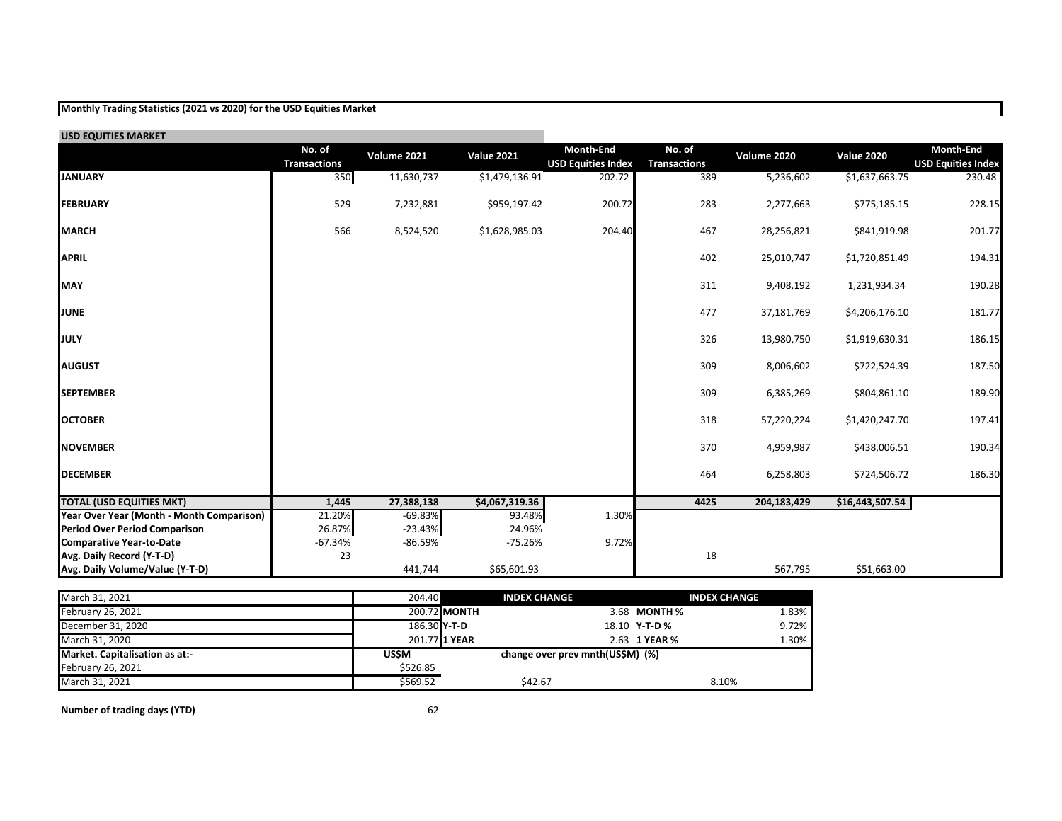**Monthly Trading Statistics (2021 vs 2020) for the USD Equities Market**

**USD EQUITIES MARKET**

| | No. of Transactions | Volume 2021 | Value 2021 | Month-End USD Equities Index | No. of Transactions | Volume 2020 | Value 2020 | Month-End USD Equities Index |
|---|---|---|---|---|---|---|---|---|
| **JANUARY** | 350 | 11,630,737 | $1,479,136.91 | 202.72 | 389 | 5,236,602 | $1,637,663.75 | 230.48 |
| **FEBRUARY** | 529 | 7,232,881 | $959,197.42 | 200.72 | 283 | 2,277,663 | $775,185.15 | 228.15 |
| **MARCH** | 566 | 8,524,520 | $1,628,985.03 | 204.40 | 467 | 28,256,821 | $841,919.98 | 201.77 |
| **APRIL** | | | | | 402 | 25,010,747 | $1,720,851.49 | 194.31 |
| **MAY** | | | | | 311 | 9,408,192 | 1,231,934.34 | 190.28 |
| **JUNE** | | | | | 477 | 37,181,769 | $4,206,176.10 | 181.77 |
| **JULY** | | | | | 326 | 13,980,750 | $1,919,630.31 | 186.15 |
| **AUGUST** | | | | | 309 | 8,006,602 | $722,524.39 | 187.50 |
| **SEPTEMBER** | | | | | 309 | 6,385,269 | $804,861.10 | 189.90 |
| **OCTOBER** | | | | | 318 | 57,220,224 | $1,420,247.70 | 197.41 |
| **NOVEMBER** | | | | | 370 | 4,959,987 | $438,006.51 | 190.34 |
| **DECEMBER** | | | | | 464 | 6,258,803 | $724,506.72 | 186.30 |
| **TOTAL (USD EQUITIES MKT)** | **1,445** | **27,388,138** | **$4,067,319.36** | | **4425** | **204,183,429** | **$16,443,507.54** | |
| **Year Over Year (Month - Month Comparison)** | 21.20% | -69.83% | 93.48% | 1.30% | | | | |
| **Period Over Period Comparison** | 26.87% | -23.43% | 24.96% | | | | | |
| **Comparative Year-to-Date** | -67.34% | -86.59% | -75.26% | 9.72% | | | | |
| **Avg. Daily Record (Y-T-D)** | 23 | | | | 18 | | | |
| **Avg. Daily Volume/Value (Y-T-D)** | | 441,744 | $65,601.93 | | | 567,795 | $51,663.00 | |

| | | INDEX CHANGE | | INDEX CHANGE | |
|---|---|---|---|---|---|
| March 31, 2021 | 204.40 | | | | |
| February 26, 2021 | 200.72 | **MONTH** | 3.68 | **MONTH %** | 1.83% |
| December 31, 2020 | 186.30 | **Y-T-D** | 18.10 | **Y-T-D %** | 9.72% |
| March 31, 2020 | 201.77 | **1 YEAR** | 2.63 | **1 YEAR %** | 1.30% |
| **Market. Capitalisation as at:-** | **US$M** | **change over prev mnth(US$M) (%)** | | | |
| February 26, 2021 | $526.85 | | | | |
| March 31, 2021 | $569.52 | $42.67 | | 8.10% | |

**Number of trading days (YTD)** 62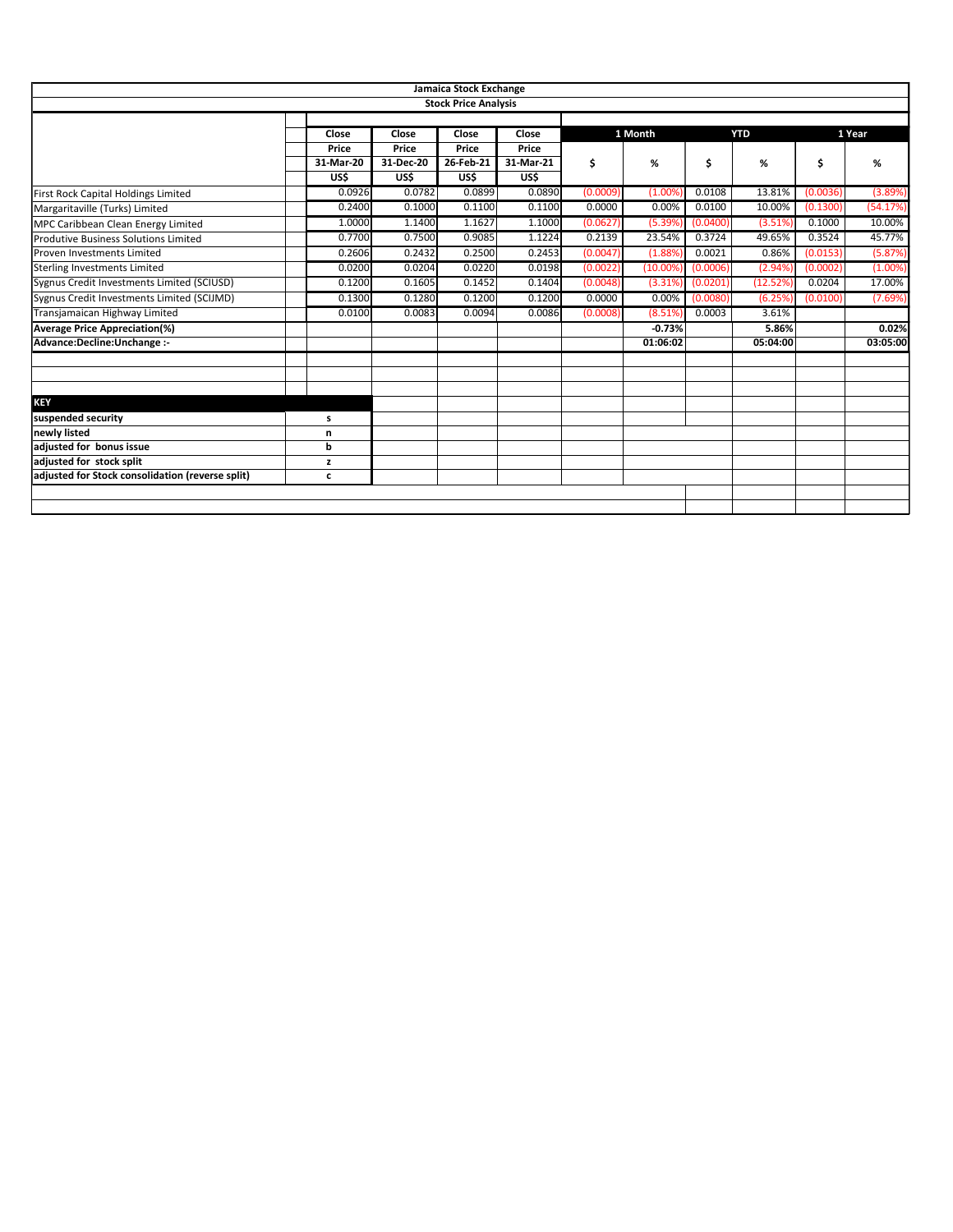## Jamaica Stock Exchange

### Stock Price Analysis

| | Close Price 31-Mar-20 US$ | Close Price 31-Dec-20 US$ | Close Price 26-Feb-21 US$ | Close Price 31-Mar-21 US$ | 1 Month $ | 1 Month % | YTD $ | YTD % | 1 Year $ | 1 Year % |
|---|---|---|---|---|---|---|---|---|---|---|
| First Rock Capital Holdings Limited | 0.0926 | 0.0782 | 0.0899 | 0.0890 | (0.0009) | (1.00%) | 0.0108 | 13.81% | (0.0036) | (3.89%) |
| Margaritaville (Turks) Limited | 0.2400 | 0.1000 | 0.1100 | 0.1100 | 0.0000 | 0.00% | 0.0100 | 10.00% | (0.1300) | (54.17%) |
| MPC Caribbean Clean Energy Limited | 1.0000 | 1.1400 | 1.1627 | 1.1000 | (0.0627) | (5.39%) | (0.0400) | (3.51%) | 0.1000 | 10.00% |
| Produtive Business Solutions Limited | 0.7700 | 0.7500 | 0.9085 | 1.1224 | 0.2139 | 23.54% | 0.3724 | 49.65% | 0.3524 | 45.77% |
| Proven Investments Limited | 0.2606 | 0.2432 | 0.2500 | 0.2453 | (0.0047) | (1.88%) | 0.0021 | 0.86% | (0.0153) | (5.87%) |
| Sterling Investments Limited | 0.0200 | 0.0204 | 0.0220 | 0.0198 | (0.0022) | (10.00%) | (0.0006) | (2.94%) | (0.0002) | (1.00%) |
| Sygnus Credit Investments Limited (SCIUSD) | 0.1200 | 0.1605 | 0.1452 | 0.1404 | (0.0048) | (3.31%) | (0.0201) | (12.52%) | 0.0204 | 17.00% |
| Sygnus Credit Investments Limited (SCIJMD) | 0.1300 | 0.1280 | 0.1200 | 0.1200 | 0.0000 | 0.00% | (0.0080) | (6.25%) | (0.0100) | (7.69%) |
| Transjamaican Highway Limited | 0.0100 | 0.0083 | 0.0094 | 0.0086 | (0.0008) | (8.51%) | 0.0003 | 3.61% | | |
| **Average Price Appreciation(%)** | | | | | | **-0.73%** | | **5.86%** | | **0.02%** |
| **Advance:Decline:Unchange :-** | | | | | | **01:06:02** | | **05:04:00** | | **03:05:00** |

| KEY | |
|---|---|
| **suspended security** | **s** |
| **newly listed** | **n** |
| **adjusted for bonus issue** | **b** |
| **adjusted for stock split** | **z** |
| **adjusted for Stock consolidation (reverse split)** | **c** |